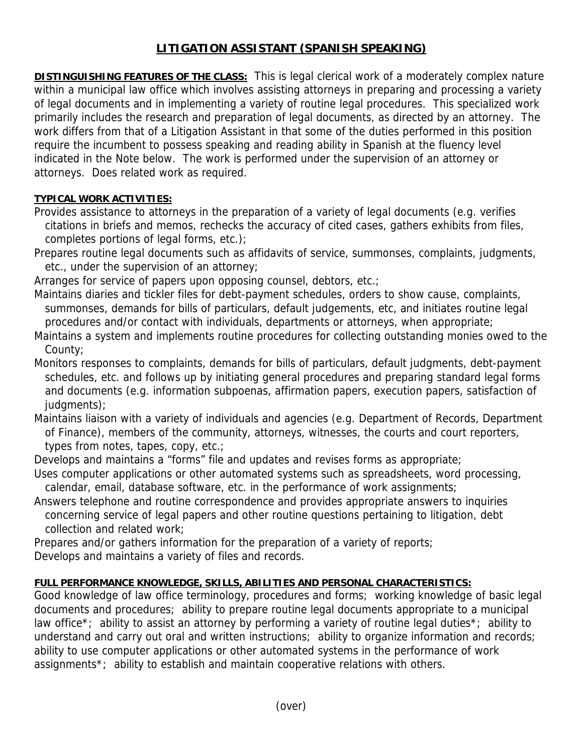# LITIGATION ASSISTANT (SPANISH SPEAKING)

**DISTINGUISHING FEATURES OF THE CLASS:** This is legal clerical work of a moderately complex nature within a municipal law office which involves assisting attorneys in preparing and processing a variety of legal documents and in implementing a variety of routine legal procedures. This specialized work primarily includes the research and preparation of legal documents, as directed by an attorney. The work differs from that of a Litigation Assistant in that some of the duties performed in this position require the incumbent to possess speaking and reading ability in Spanish at the fluency level indicated in the Note below. The work is performed under the supervision of an attorney or attorneys. Does related work as required.

**TYPICAL WORK ACTIVITIES:**

Provides assistance to attorneys in the preparation of a variety of legal documents (e.g. verifies citations in briefs and memos, rechecks the accuracy of cited cases, gathers exhibits from files, completes portions of legal forms, etc.);

Prepares routine legal documents such as affidavits of service, summonses, complaints, judgments, etc., under the supervision of an attorney;

Arranges for service of papers upon opposing counsel, debtors, etc.;

Maintains diaries and tickler files for debt-payment schedules, orders to show cause, complaints, summonses, demands for bills of particulars, default judgements, etc, and initiates routine legal procedures and/or contact with individuals, departments or attorneys, when appropriate;

Maintains a system and implements routine procedures for collecting outstanding monies owed to the County;

Monitors responses to complaints, demands for bills of particulars, default judgments, debt-payment schedules, etc. and follows up by initiating general procedures and preparing standard legal forms and documents (e.g. information subpoenas, affirmation papers, execution papers, satisfaction of judgments);

Maintains liaison with a variety of individuals and agencies (e.g. Department of Records, Department of Finance), members of the community, attorneys, witnesses, the courts and court reporters, types from notes, tapes, copy, etc.;

Develops and maintains a "forms" file and updates and revises forms as appropriate;

Uses computer applications or other automated systems such as spreadsheets, word processing, calendar, email, database software, etc. in the performance of work assignments;

Answers telephone and routine correspondence and provides appropriate answers to inquiries concerning service of legal papers and other routine questions pertaining to litigation, debt collection and related work;

Prepares and/or gathers information for the preparation of a variety of reports;

Develops and maintains a variety of files and records.

**FULL PERFORMANCE KNOWLEDGE, SKILLS, ABILITIES AND PERSONAL CHARACTERISTICS:**

Good knowledge of law office terminology, procedures and forms; working knowledge of basic legal documents and procedures; ability to prepare routine legal documents appropriate to a municipal law office*; ability to assist an attorney by performing a variety of routine legal duties*; ability to understand and carry out oral and written instructions; ability to organize information and records; ability to use computer applications or other automated systems in the performance of work assignments*; ability to establish and maintain cooperative relations with others.

(over)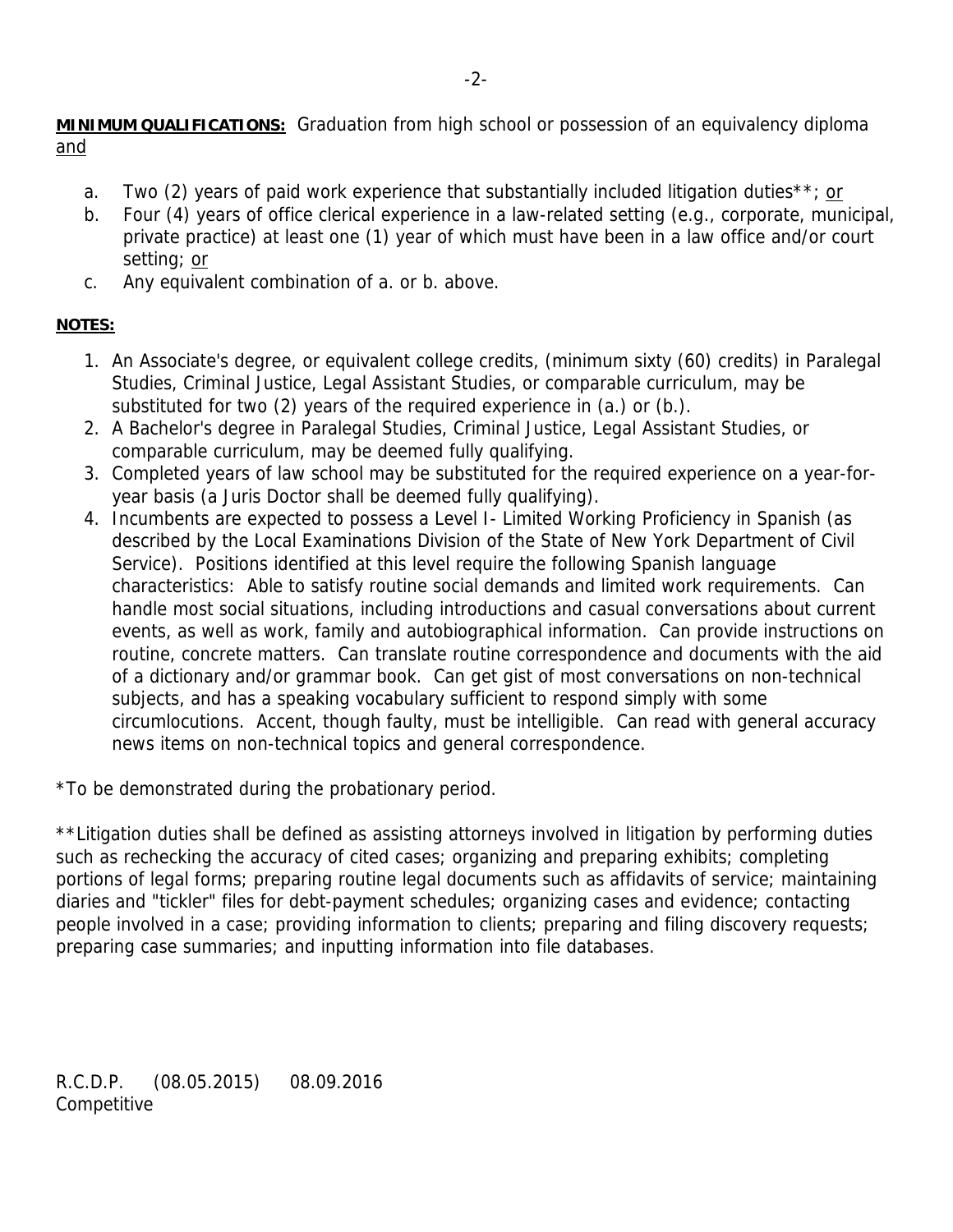**MINIMUM QUALIFICATIONS:** Graduation from high school or possession of an equivalency diploma and

a. Two (2) years of paid work experience that substantially included litigation duties**; or
b. Four (4) years of office clerical experience in a law-related setting (e.g., corporate, municipal, private practice) at least one (1) year of which must have been in a law office and/or court setting; or
c. Any equivalent combination of a. or b. above.

**NOTES:**

1. An Associate's degree, or equivalent college credits, (minimum sixty (60) credits) in Paralegal Studies, Criminal Justice, Legal Assistant Studies, or comparable curriculum, may be substituted for two (2) years of the required experience in (a.) or (b.).
2. A Bachelor's degree in Paralegal Studies, Criminal Justice, Legal Assistant Studies, or comparable curriculum, may be deemed fully qualifying.
3. Completed years of law school may be substituted for the required experience on a year-for-year basis (a Juris Doctor shall be deemed fully qualifying).
4. Incumbents are expected to possess a Level I- Limited Working Proficiency in Spanish (as described by the Local Examinations Division of the State of New York Department of Civil Service). Positions identified at this level require the following Spanish language characteristics: Able to satisfy routine social demands and limited work requirements. Can handle most social situations, including introductions and casual conversations about current events, as well as work, family and autobiographical information. Can provide instructions on routine, concrete matters. Can translate routine correspondence and documents with the aid of a dictionary and/or grammar book. Can get gist of most conversations on non-technical subjects, and has a speaking vocabulary sufficient to respond simply with some circumlocutions. Accent, though faulty, must be intelligible. Can read with general accuracy news items on non-technical topics and general correspondence.

*To be demonstrated during the probationary period.

**Litigation duties shall be defined as assisting attorneys involved in litigation by performing duties such as rechecking the accuracy of cited cases; organizing and preparing exhibits; completing portions of legal forms; preparing routine legal documents such as affidavits of service; maintaining diaries and "tickler" files for debt-payment schedules; organizing cases and evidence; contacting people involved in a case; providing information to clients; preparing and filing discovery requests; preparing case summaries; and inputting information into file databases.

R.C.D.P. (08.05.2015) 08.09.2016
Competitive